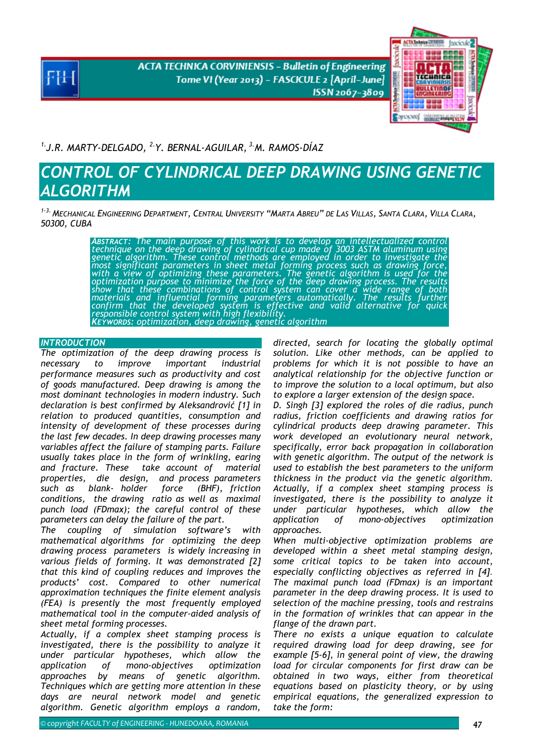[1.] J.R. MARTY-DELGADO, [2.] Y. BERNAL-AGUILAR, [3.] M. RAMOS-DÍAZ

# CONTROL OF CYLINDRICAL DEEP DRAWING USING GENETIC ALGORITHM

[1-3.] MECHANICAL ENGINEERING DEPARTMENT, CENTRAL UNIVERSITY "MARTA ABREU" DE LAS VILLAS, SANTA CLARA, VILLA CLARA, 50300, CUBA

**ABSTRACT:** The main purpose of this work is to develop an intellectualized control technique on the deep drawing of cylindrical cup made of 3003 ASTM aluminum using genetic algorithm. These control methods are employed in order to investigate the most significant parameters in sheet metal forming process such as drawing force, with a view of optimizing these parameters. The genetic algorithm is used for the optimization purpose to minimize the force of the deep drawing process. The results show that these combinations of control system can cover a wide range of both materials and influential forming parameters automatically. The results further confirm that the developed system is effective and valid alternative for quick responsible control system with high flexibility.

**KEYWORDS:** optimization, deep drawing, genetic algorithm

## INTRODUCTION

The optimization of the deep drawing process is necessary to improve important industrial performance measures such as productivity and cost of goods manufactured. Deep drawing is among the most dominant technologies in modern industry. Such declaration is best confirmed by Aleksandrović [1] in relation to produced quantities, consumption and intensity of development of these processes during the last few decades. In deep drawing processes many variables affect the failure of stamping parts. Failure usually takes place in the form of wrinkling, earing and fracture. These take account of material properties, die design, and process parameters such as blank- holder force (BHF), friction conditions, the drawing ratio as well as maximal punch load (FDmax); the careful control of these parameters can delay the failure of the part.

The coupling of simulation software's with mathematical algorithms for optimizing the deep drawing process parameters is widely increasing in various fields of forming. It was demonstrated [2] that this kind of coupling reduces and improves the products' cost. Compared to other numerical approximation techniques the finite element analysis (FEA) is presently the most frequently employed mathematical tool in the computer-aided analysis of sheet metal forming processes.

Actually, if a complex sheet stamping process is investigated, there is the possibility to analyze it under particular hypotheses, which allow the application of mono-objectives optimization approaches by means of genetic algorithm. Techniques which are getting more attention in these days are neural network model and genetic algorithm. Genetic algorithm employs a random, directed, search for locating the globally optimal solution. Like other methods, can be applied to problems for which it is not possible to have an analytical relationship for the objective function or to improve the solution to a local optimum, but also to explore a larger extension of the design space.

D. Singh [3] explored the roles of die radius, punch radius, friction coefficients and drawing ratios for cylindrical products deep drawing parameter. This work developed an evolutionary neural network, specifically, error back propagation in collaboration with genetic algorithm. The output of the network is used to establish the best parameters to the uniform thickness in the product via the genetic algorithm. Actually, if a complex sheet stamping process is investigated, there is the possibility to analyze it under particular hypotheses, which allow the application of mono-objectives optimization approaches.

When multi-objective optimization problems are developed within a sheet metal stamping design, some critical topics to be taken into account, especially conflicting objectives as referred in [4]. The maximal punch load (FDmax) is an important parameter in the deep drawing process. It is used to selection of the machine pressing, tools and restrains in the formation of wrinkles that can appear in the flange of the drawn part.

There no exists a unique equation to calculate required drawing load for deep drawing, see for example [5-6], in general point of view, the drawing load for circular components for first draw can be obtained in two ways, either from theoretical equations based on plasticity theory, or by using empirical equations, the generalized expression to take the form: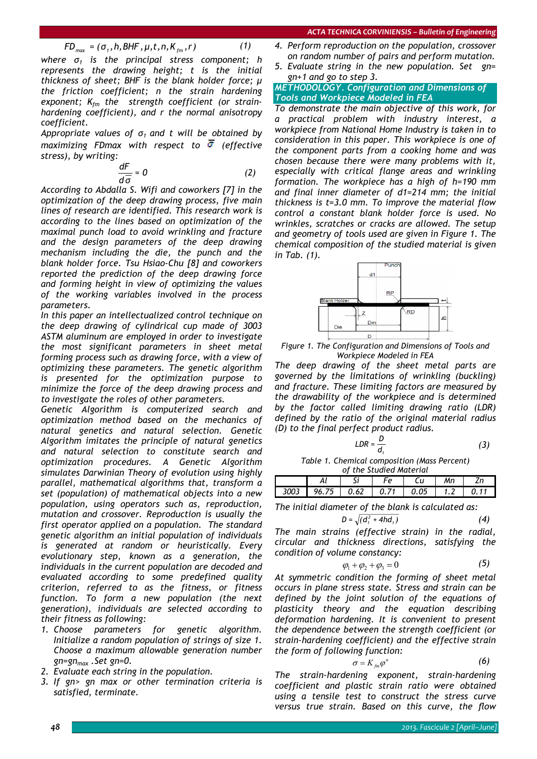$$FD_{max} = (\sigma_1, h, BHF, \mu, t, n, K_{fm}, r) \quad (1)$$

where $\sigma_1$ is the principal stress component; $h$ represents the drawing height; $t$ is the initial thickness of sheet; BHF is the blank holder force; $\mu$ the friction coefficient; $n$ the strain hardening exponent; $K_{fm}$ the strength coefficient (or strain-hardening coefficient), and $r$ the normal anisotropy coefficient.

Appropriate values of $\sigma_1$ and $t$ will be obtained by maximizing FDmax with respect to $\bar{\sigma}$ (effective stress), by writing:

$$\frac{dF}{d\bar{\sigma}} = 0 \quad (2)$$

According to Abdalla S. Wifi and coworkers [7] in the optimization of the deep drawing process, five main lines of research are identified. This research work is according to the lines based on optimization of the maximal punch load to avoid wrinkling and fracture and the design parameters of the deep drawing mechanism including the die, the punch and the blank holder force. Tsu Hsiao-Chu [8] and coworkers reported the prediction of the deep drawing force and forming height in view of optimizing the values of the working variables involved in the process parameters.

In this paper an intellectualized control technique on the deep drawing of cylindrical cup made of 3003 ASTM aluminum are employed in order to investigate the most significant parameters in sheet metal forming process such as drawing force, with a view of optimizing these parameters. The genetic algorithm is presented for the optimization purpose to minimize the force of the deep drawing process and to investigate the roles of other parameters.

Genetic Algorithm is computerized search and optimization method based on the mechanics of natural genetics and natural selection. Genetic Algorithm imitates the principle of natural genetics and natural selection to constitute search and optimization procedures. A Genetic Algorithm simulates Darwinian Theory of evolution using highly parallel, mathematical algorithms that, transform a set (population) of mathematical objects into a new population, using operators such as, reproduction, mutation and crossover. Reproduction is usually the first operator applied on a population. The standard genetic algorithm an initial population of individuals is generated at random or heuristically. Every evolutionary step, known as a generation, the individuals in the current population are decoded and evaluated according to some predefined quality criterion, referred to as the fitness, or fitness function. To form a new population (the next generation), individuals are selected according to their fitness as following:

1. Choose parameters for genetic algorithm. Initialize a random population of strings of size 1. Choose a maximum allowable generation number $gn=gn_{max}$ .Set gn=0.
2. Evaluate each string in the population.
3. If gn> gn max or other termination criteria is satisfied, terminate.
4. Perform reproduction on the population, crossover on random number of pairs and perform mutation.
5. Evaluate string in the new population. Set gn= gn+1 and go to step 3.

## METHODOLOGY. Configuration and Dimensions of Tools and Workpiece Modeled in FEA

To demonstrate the main objective of this work, for a practical problem with industry interest, a workpiece from National Home Industry is taken in to consideration in this paper. This workpiece is one of the component parts from a cooking home and was chosen because there were many problems with it, especially with critical flange areas and wrinkling formation. The workpiece has a high of h=190 mm and final inner diameter of d1=214 mm; the initial thickness is t=3.0 mm. To improve the material flow control a constant blank holder force is used. No wrinkles, scratches or cracks are allowed. The setup and geometry of tools used are given in Figure 1. The chemical composition of the studied material is given in Tab. (1).

Figure 1. The Configuration and Dimensions of Tools and Workpiece Modeled in FEA

The deep drawing of the sheet metal parts are governed by the limitations of wrinkling (buckling) and fracture. These limiting factors are measured by the drawability of the workpiece and is determined by the factor called limiting drawing ratio (LDR) defined by the ratio of the original material radius (D) to the final perfect product radius.

$$LDR = \frac{D}{d_1} \quad (3)$$

Table 1. Chemical composition (Mass Percent) of the Studied Material

| | Al | Si | Fe | Cu | Mn | Zn |
|---|---|---|---|---|---|---|
| 3003 | 96.75 | 0.62 | 0.71 | 0.05 | 1.2 | 0.11 |

The initial diameter of the blank is calculated as:

$$D = \sqrt{(d_1^2 + 4hd_1)} \quad (4)$$

The main strains (effective strain) in the radial, circular and thickness directions, satisfying the condition of volume constancy:

$$\varphi_1 + \varphi_2 + \varphi_3 = 0 \quad (5)$$

At symmetric condition the forming of sheet metal occurs in plane stress state. Stress and strain can be defined by the joint solution of the equations of plasticity theory and the equation describing deformation hardening. It is convenient to present the dependence between the strength coefficient (or strain-hardening coefficient) and the effective strain the form of following function:

$$\sigma = K_{fm}\varphi^n \quad (6)$$

The strain-hardening exponent, strain-hardening coefficient and plastic strain ratio were obtained using a tensile test to construct the stress curve versus true strain. Based on this curve, the flow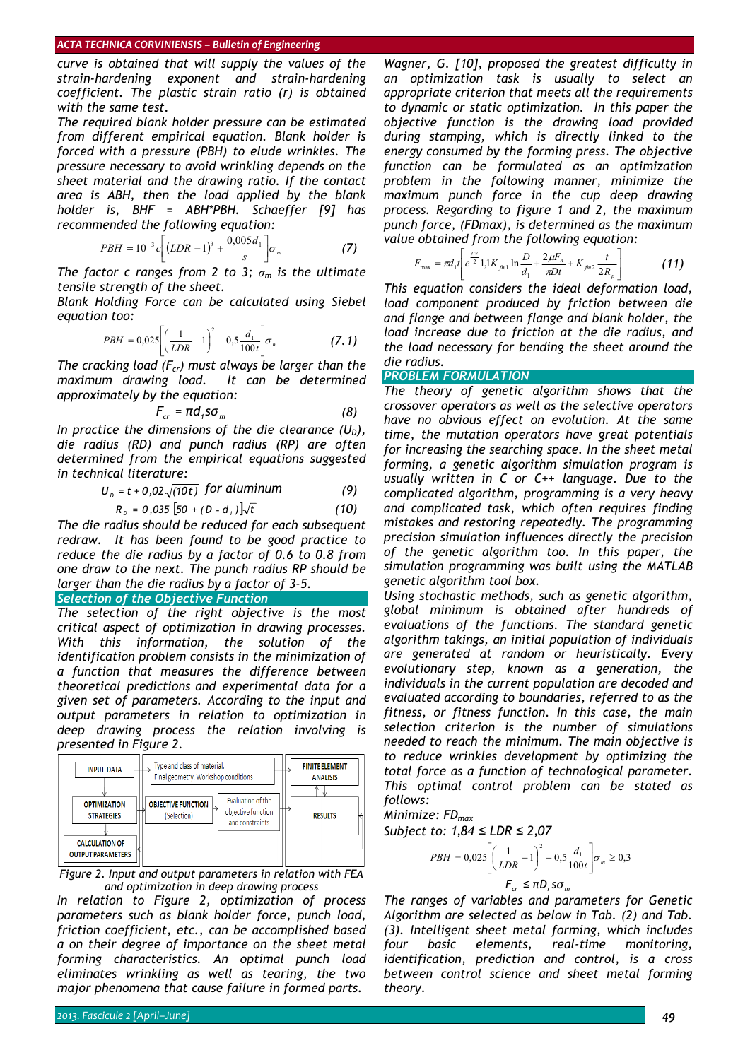curve is obtained that will supply the values of the strain-hardening exponent and strain-hardening coefficient. The plastic strain ratio (r) is obtained with the same test.

The required blank holder pressure can be estimated from different empirical equation. Blank holder is forced with a pressure (PBH) to elude wrinkles. The pressure necessary to avoid wrinkling depends on the sheet material and the drawing ratio. If the contact area is ABH, then the load applied by the blank holder is, BHF = ABH*PBH. Schaeffer [9] has recommended the following equation:

$$PBH = 10^{-3} c\left[(LDR-1)^3 + \frac{0{,}005 d_1}{s}\right]\sigma_m \qquad (7)$$

The factor c ranges from 2 to 3; $\sigma_m$ is the ultimate tensile strength of the sheet.

Blank Holding Force can be calculated using Siebel equation too:

$$PBH = 0{,}025\left[\left(\frac{1}{LDR}-1\right)^2 + 0{,}5\frac{d_1}{100t}\right]\sigma_m \qquad (7.1)$$

The cracking load ($F_{cr}$) must always be larger than the maximum drawing load. It can be determined approximately by the equation:

$$F_{cr} = \pi d_1 s \sigma_m \qquad (8)$$

In practice the dimensions of the die clearance ($U_D$), die radius (RD) and punch radius (RP) are often determined from the empirical equations suggested in technical literature:

$$U_D = t + 0{,}02\sqrt{(10t)} \text{ for aluminum} \qquad (9)$$

$$R_D = 0{,}035\,[50 + (D - d_1)]\sqrt{t} \qquad (10)$$

The die radius should be reduced for each subsequent redraw. It has been found to be good practice to reduce the die radius by a factor of 0.6 to 0.8 from one draw to the next. The punch radius RP should be larger than the die radius by a factor of 3-5.

## Selection of the Objective Function

The selection of the right objective is the most critical aspect of optimization in drawing processes. With this information, the solution of the identification problem consists in the minimization of a function that measures the difference between theoretical predictions and experimental data for a given set of parameters. According to the input and output parameters in relation to optimization in deep drawing process the relation involving is presented in Figure 2.

Figure 2. Input and output parameters in relation with FEA and optimization in deep drawing process

In relation to Figure 2, optimization of process parameters such as blank holder force, punch load, friction coefficient, etc., can be accomplished based a on their degree of importance on the sheet metal forming characteristics. An optimal punch load eliminates wrinkling as well as tearing, the two major phenomena that cause failure in formed parts.

Wagner, G. [10], proposed the greatest difficulty in an optimization task is usually to select an appropriate criterion that meets all the requirements to dynamic or static optimization. In this paper the objective function is the drawing load provided during stamping, which is directly linked to the energy consumed by the forming press. The objective function can be formulated as an optimization problem in the following manner, minimize the maximum punch force in the cup deep drawing process. Regarding to figure 1 and 2, the maximum punch force, (FDmax), is determined as the maximum value obtained from the following equation:

$$F_{max} = \pi d_1 t\left[e^{\frac{\mu\pi}{2}} 1{,}1 K_{fm1} \ln\frac{D}{d_1} + \frac{2\mu F_n}{\pi D t} + K_{fm2}\frac{t}{2R_p}\right] \qquad (11)$$

This equation considers the ideal deformation load, load component produced by friction between die and flange and between flange and blank holder, the load increase due to friction at the die radius, and the load necessary for bending the sheet around the die radius.

## PROBLEM FORMULATION

The theory of genetic algorithm shows that the crossover operators as well as the selective operators have no obvious effect on evolution. At the same time, the mutation operators have great potentials for increasing the searching space. In the sheet metal forming, a genetic algorithm simulation program is usually written in C or C++ language. Due to the complicated algorithm, programming is a very heavy and complicated task, which often requires finding mistakes and restoring repeatedly. The programming precision simulation influences directly the precision of the genetic algorithm too. In this paper, the simulation programming was built using the MATLAB genetic algorithm tool box.

Using stochastic methods, such as genetic algorithm, global minimum is obtained after hundreds of evaluations of the functions. The standard genetic algorithm takings, an initial population of individuals are generated at random or heuristically. Every evolutionary step, known as a generation, the individuals in the current population are decoded and evaluated according to boundaries, referred to as the fitness, or fitness function. In this case, the main selection criterion is the number of simulations needed to reach the minimum. The main objective is to reduce wrinkles development by optimizing the total force as a function of technological parameter. This optimal control problem can be stated as follows:

Minimize: $FD_{max}$

Subject to: $1{,}84 \le LDR \le 2{,}07$

$$PBH = 0{,}025\left[\left(\frac{1}{LDR}-1\right)^2 + 0{,}5\frac{d_1}{100t}\right]\sigma_m \ge 0{,}3$$

$$F_{cr} \le \pi D_r s \sigma_m$$

The ranges of variables and parameters for Genetic Algorithm are selected as below in Tab. (2) and Tab. (3). Intelligent sheet metal forming, which includes four basic elements, real-time monitoring, identification, prediction and control, is a cross between control science and sheet metal forming theory.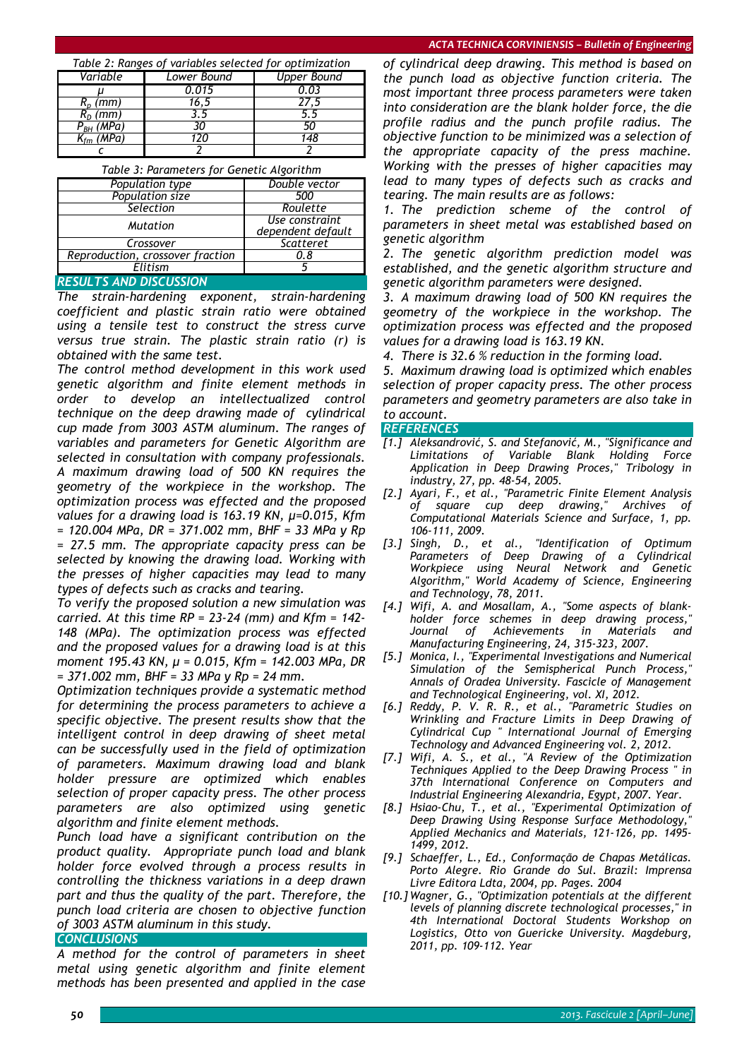Table 2: Ranges of variables selected for optimization

| Variable | Lower Bound | Upper Bound |
|---|---|---|
| $\mu$ | 0.015 | 0.03 |
| $R_p$ (mm) | 16,5 | 27,5 |
| $R_D$ (mm) | 3.5 | 5.5 |
| $P_{BH}$ (MPa) | 30 | 50 |
| $K_{fm}$ (MPa) | 120 | 148 |
| c | 2 | 2 |

Table 3: Parameters for Genetic Algorithm

| Population type | Double vector |
|---|---|
| Population size | 500 |
| Selection | Roulette |
| Mutation | Use constraint dependent default |
| Crossover | Scatteret |
| Reproduction, crossover fraction | 0.8 |
| Elitism | 5 |

## RESULTS AND DISCUSSION

*The strain-hardening exponent, strain-hardening coefficient and plastic strain ratio were obtained using a tensile test to construct the stress curve versus true strain. The plastic strain ratio (r) is obtained with the same test.*

*The control method development in this work used genetic algorithm and finite element methods in order to develop an intellectualized control technique on the deep drawing made of cylindrical cup made from 3003 ASTM aluminum. The ranges of variables and parameters for Genetic Algorithm are selected in consultation with company professionals. A maximum drawing load of 500 KN requires the geometry of the workpiece in the workshop. The optimization process was effected and the proposed values for a drawing load is 163.19 KN, μ=0.015, Kfm = 120.004 MPa, DR = 371.002 mm, BHF = 33 MPa y Rp = 27.5 mm. The appropriate capacity press can be selected by knowing the drawing load. Working with the presses of higher capacities may lead to many types of defects such as cracks and tearing.*

*To verify the proposed solution a new simulation was carried. At this time RP = 23-24 (mm) and Kfm = 142-148 (MPa). The optimization process was effected and the proposed values for a drawing load is at this moment 195.43 KN, μ = 0.015, Kfm = 142.003 MPa, DR = 371.002 mm, BHF = 33 MPa y Rp = 24 mm.*

*Optimization techniques provide a systematic method for determining the process parameters to achieve a specific objective. The present results show that the intelligent control in deep drawing of sheet metal can be successfully used in the field of optimization of parameters. Maximum drawing load and blank holder pressure are optimized which enables selection of proper capacity press. The other process parameters are also optimized using genetic algorithm and finite element methods.*

*Punch load have a significant contribution on the product quality. Appropriate punch load and blank holder force evolved through a process results in controlling the thickness variations in a deep drawn part and thus the quality of the part. Therefore, the punch load criteria are chosen to objective function of 3003 ASTM aluminum in this study.*

## CONCLUSIONS

*A method for the control of parameters in sheet metal using genetic algorithm and finite element methods has been presented and applied in the case of cylindrical deep drawing. This method is based on the punch load as objective function criteria. The most important three process parameters were taken into consideration are the blank holder force, the die profile radius and the punch profile radius. The objective function to be minimized was a selection of the appropriate capacity of the press machine. Working with the presses of higher capacities may lead to many types of defects such as cracks and tearing. The main results are as follows:*

*1. The prediction scheme of the control of parameters in sheet metal was established based on genetic algorithm*

*2. The genetic algorithm prediction model was established, and the genetic algorithm structure and genetic algorithm parameters were designed.*

*3. A maximum drawing load of 500 KN requires the geometry of the workpiece in the workshop. The optimization process was effected and the proposed values for a drawing load is 163.19 KN.*

*4. There is 32.6 % reduction in the forming load.*

*5. Maximum drawing load is optimized which enables selection of proper capacity press. The other process parameters and geometry parameters are also take in to account.*

## REFERENCES

[1.] Aleksandrović, S. and Stefanović, M., "Significance and Limitations of Variable Blank Holding Force Application in Deep Drawing Proces," Tribology in industry, 27, pp. 48-54, 2005.

[2.] Ayari, F., et al., "Parametric Finite Element Analysis of square cup deep drawing," Archives of Computational Materials Science and Surface, 1, pp. 106-111, 2009.

[3.] Singh, D., et al., "Identification of Optimum Parameters of Deep Drawing of a Cylindrical Workpiece using Neural Network and Genetic Algorithm," World Academy of Science, Engineering and Technology, 78, 2011.

[4.] Wifi, A. and Mosallam, A., "Some aspects of blank-holder force schemes in deep drawing process," Journal of Achievements in Materials and Manufacturing Engineering, 24, 315-323, 2007.

[5.] Monica, I., "Experimental Investigations and Numerical Simulation of the Semispherical Punch Process," Annals of Oradea University. Fascicle of Management and Technological Engineering, vol. XI, 2012.

[6.] Reddy, P. V. R. R., et al., "Parametric Studies on Wrinkling and Fracture Limits in Deep Drawing of Cylindrical Cup " International Journal of Emerging Technology and Advanced Engineering vol. 2, 2012.

[7.] Wifi, A. S., et al., "A Review of the Optimization Techniques Applied to the Deep Drawing Process " in 37th International Conference on Computers and Industrial Engineering Alexandria, Egypt, 2007. Year.

[8.] Hsiao-Chu, T., et al., "Experimental Optimization of Deep Drawing Using Response Surface Methodology," Applied Mechanics and Materials, 121-126, pp. 1495-1499, 2012.

[9.] Schaeffer, L., Ed., Conformação de Chapas Metálicas. Porto Alegre. Rio Grande do Sul. Brazil: Imprensa Livre Editora Ltda, 2004, pp. Pages. 2004

[10.] Wagner, G., "Optimization potentials at the different levels of planning discrete technological processes," in 4th International Doctoral Students Workshop on Logistics, Otto von Guericke University. Magdeburg, 2011, pp. 109-112. Year